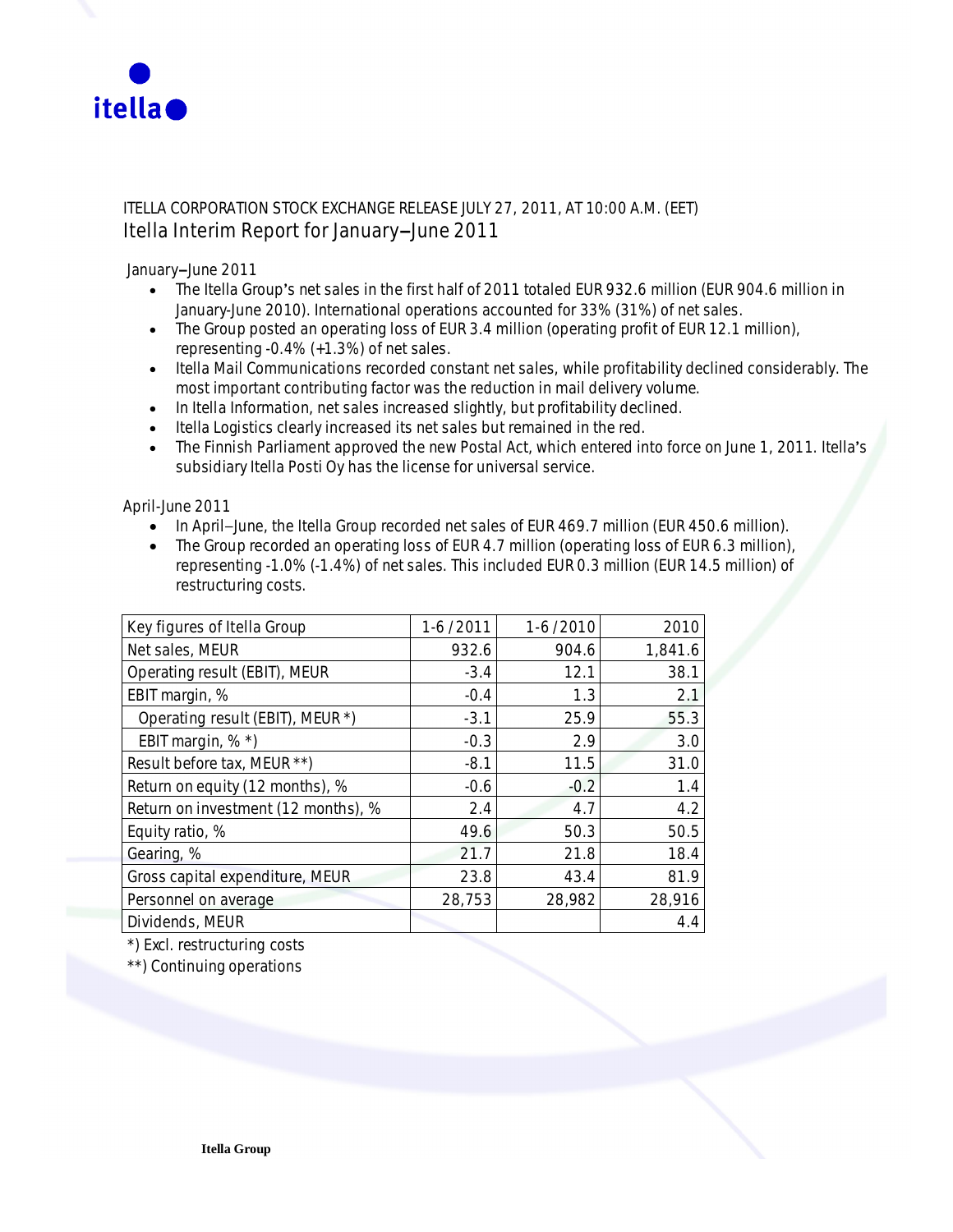ITELLA CORPORATION STOCK EXCHANGE RELEASE JULY 27, 2011, AT 10:00 A.M. (EET)

# Itella Interim Report for January–June 2011

January–June 2011

- The Itella Group's net sales in the first half of 2011 totaled EUR 932.6 million (EUR 904.6 million in January-June 2010). International operations accounted for 33% (31%) of net sales.
- The Group posted an operating loss of EUR 3.4 million (operating profit of EUR 12.1 million), representing -0.4% (+1.3%) of net sales.
- Itella Mail Communications recorded constant net sales, while profitability declined considerably. The most important contributing factor was the reduction in mail delivery volume.
- In Itella Information, net sales increased slightly, but profitability declined.
- Itella Logistics clearly increased its net sales but remained in the red.
- The Finnish Parliament approved the new Postal Act, which entered into force on June 1, 2011. Itella's subsidiary Itella Posti Oy has the license for universal service.

April-June 2011

- In April–June, the Itella Group recorded net sales of EUR 469.7 million (EUR 450.6 million).
- The Group recorded an operating loss of EUR 4.7 million (operating loss of EUR 6.3 million), representing -1.0% (-1.4%) of net sales. This included EUR 0.3 million (EUR 14.5 million) of restructuring costs.

| Key figures of Itella Group | 1-6 /2011 | 1-6 /2010 | 2010 |
|---|---|---|---|
| Net sales, MEUR | 932.6 | 904.6 | 1,841.6 |
| Operating result (EBIT), MEUR | -3.4 | 12.1 | 38.1 |
| EBIT margin, % | -0.4 | 1.3 | 2.1 |
| Operating result (EBIT), MEUR *) | -3.1 | 25.9 | 55.3 |
| EBIT margin, % *) | -0.3 | 2.9 | 3.0 |
| Result before tax, MEUR **) | -8.1 | 11.5 | 31.0 |
| Return on equity (12 months), % | -0.6 | -0.2 | 1.4 |
| Return on investment (12 months), % | 2.4 | 4.7 | 4.2 |
| Equity ratio, % | 49.6 | 50.3 | 50.5 |
| Gearing, % | 21.7 | 21.8 | 18.4 |
| Gross capital expenditure, MEUR | 23.8 | 43.4 | 81.9 |
| Personnel on average | 28,753 | 28,982 | 28,916 |
| Dividends, MEUR | | | 4.4 |

*) Excl. restructuring costs

**) Continuing operations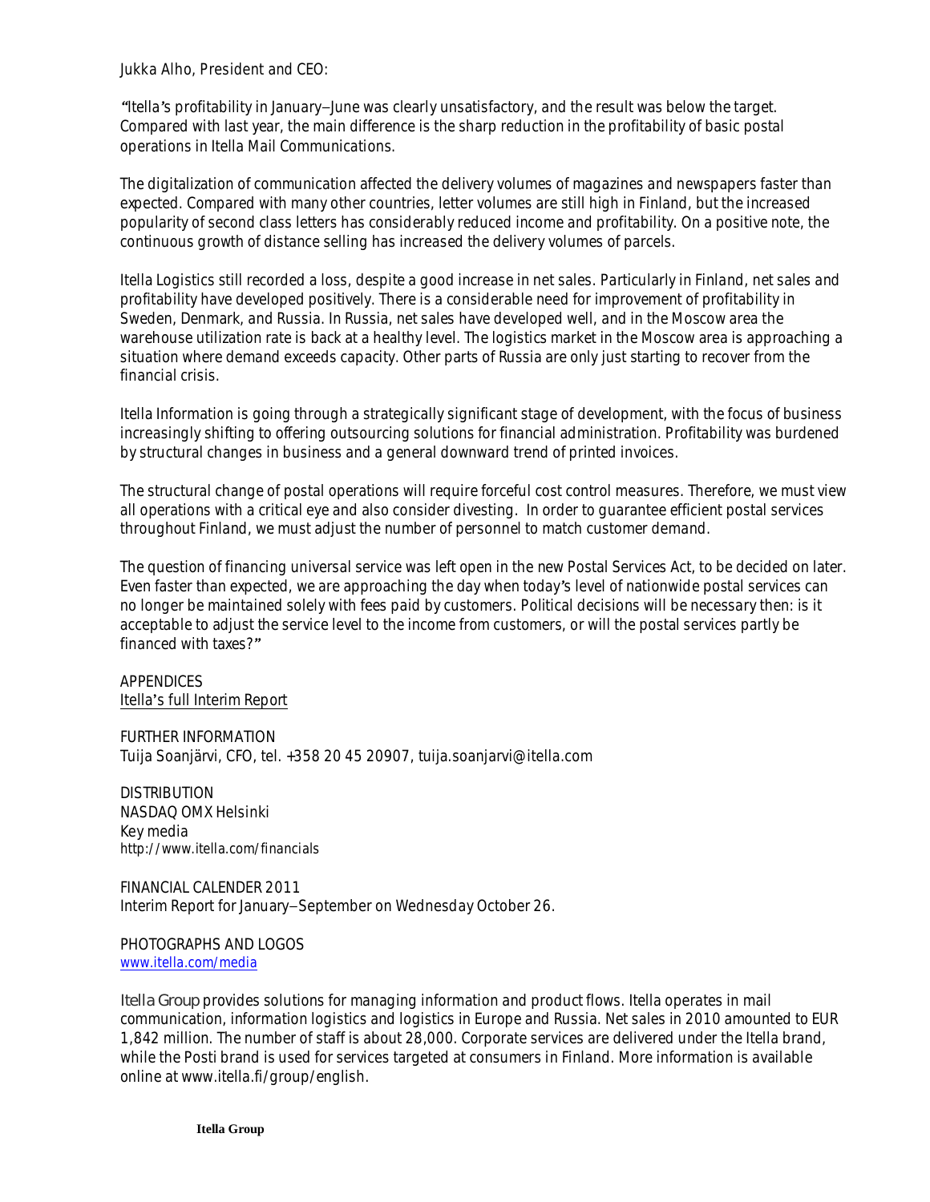Jukka Alho, President and CEO:

"Itella's profitability in January–June was clearly unsatisfactory, and the result was below the target. Compared with last year, the main difference is the sharp reduction in the profitability of basic postal operations in Itella Mail Communications.

The digitalization of communication affected the delivery volumes of magazines and newspapers faster than expected. Compared with many other countries, letter volumes are still high in Finland, but the increased popularity of second class letters has considerably reduced income and profitability. On a positive note, the continuous growth of distance selling has increased the delivery volumes of parcels.

Itella Logistics still recorded a loss, despite a good increase in net sales. Particularly in Finland, net sales and profitability have developed positively. There is a considerable need for improvement of profitability in Sweden, Denmark, and Russia. In Russia, net sales have developed well, and in the Moscow area the warehouse utilization rate is back at a healthy level. The logistics market in the Moscow area is approaching a situation where demand exceeds capacity. Other parts of Russia are only just starting to recover from the financial crisis.

Itella Information is going through a strategically significant stage of development, with the focus of business increasingly shifting to offering outsourcing solutions for financial administration. Profitability was burdened by structural changes in business and a general downward trend of printed invoices.

The structural change of postal operations will require forceful cost control measures. Therefore, we must view all operations with a critical eye and also consider divesting. In order to guarantee efficient postal services throughout Finland, we must adjust the number of personnel to match customer demand.

The question of financing universal service was left open in the new Postal Services Act, to be decided on later. Even faster than expected, we are approaching the day when today's level of nationwide postal services can no longer be maintained solely with fees paid by customers. Political decisions will be necessary then: is it acceptable to adjust the service level to the income from customers, or will the postal services partly be financed with taxes?"

APPENDICES
Itella's full Interim Report

FURTHER INFORMATION
Tuija Soanjärvi, CFO, tel. +358 20 45 20907, tuija.soanjarvi@itella.com

DISTRIBUTION
NASDAQ OMX Helsinki
Key media
http://www.itella.com/financials

FINANCIAL CALENDER 2011
Interim Report for January–September on Wednesday October 26.

PHOTOGRAPHS AND LOGOS
www.itella.com/media

Itella Group provides solutions for managing information and product flows. Itella operates in mail communication, information logistics and logistics in Europe and Russia. Net sales in 2010 amounted to EUR 1,842 million. The number of staff is about 28,000. Corporate services are delivered under the Itella brand, while the Posti brand is used for services targeted at consumers in Finland. More information is available online at www.itella.fi/group/english.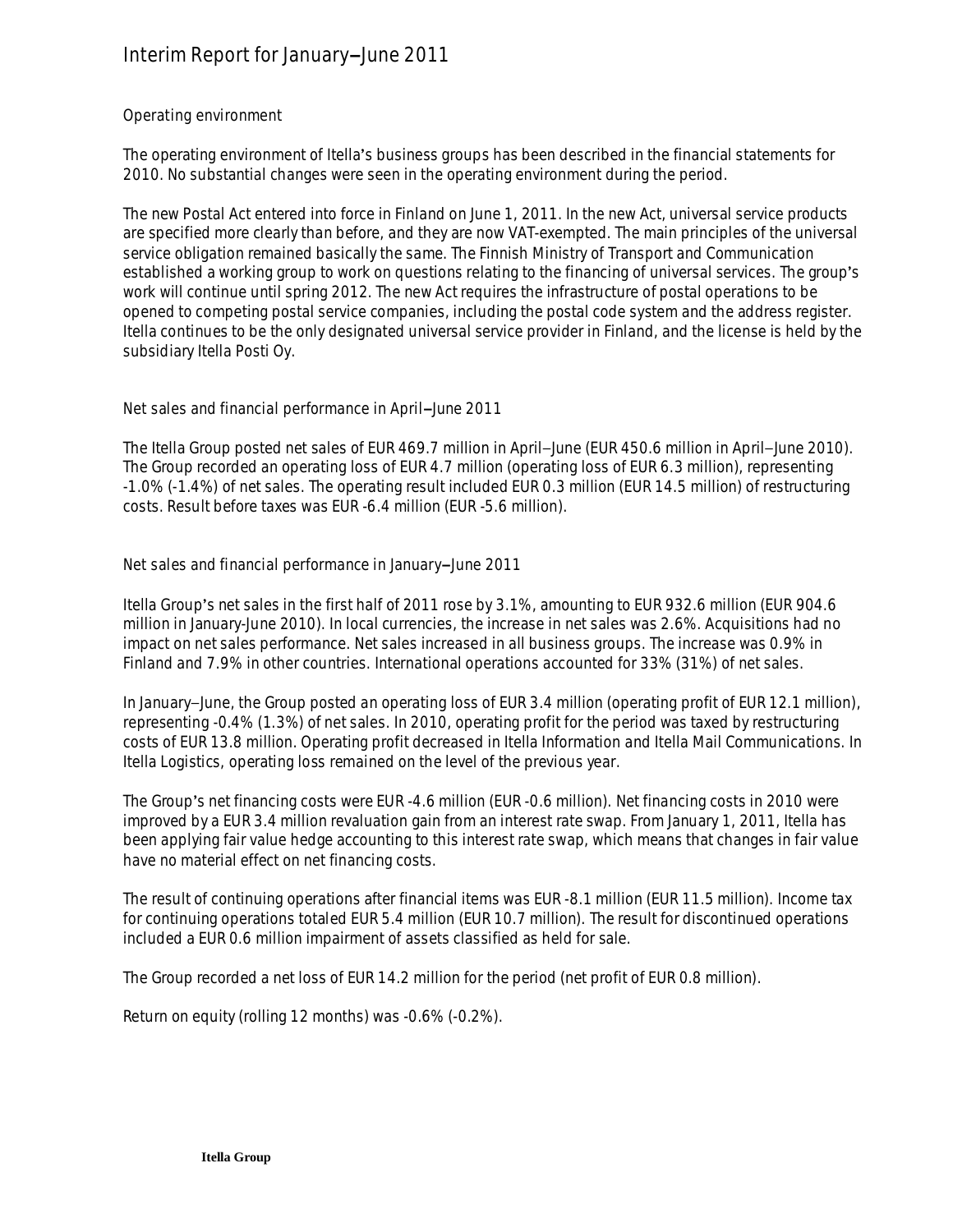# Interim Report for January–June 2011

## Operating environment

The operating environment of Itella's business groups has been described in the financial statements for 2010. No substantial changes were seen in the operating environment during the period.

The new Postal Act entered into force in Finland on June 1, 2011. In the new Act, universal service products are specified more clearly than before, and they are now VAT-exempted. The main principles of the universal service obligation remained basically the same. The Finnish Ministry of Transport and Communication established a working group to work on questions relating to the financing of universal services. The group's work will continue until spring 2012. The new Act requires the infrastructure of postal operations to be opened to competing postal service companies, including the postal code system and the address register. Itella continues to be the only designated universal service provider in Finland, and the license is held by the subsidiary Itella Posti Oy.

## Net sales and financial performance in April–June 2011

The Itella Group posted net sales of EUR 469.7 million in April–June (EUR 450.6 million in April–June 2010). The Group recorded an operating loss of EUR 4.7 million (operating loss of EUR 6.3 million), representing -1.0% (-1.4%) of net sales. The operating result included EUR 0.3 million (EUR 14.5 million) of restructuring costs. Result before taxes was EUR -6.4 million (EUR -5.6 million).

## Net sales and financial performance in January–June 2011

Itella Group's net sales in the first half of 2011 rose by 3.1%, amounting to EUR 932.6 million (EUR 904.6 million in January-June 2010). In local currencies, the increase in net sales was 2.6%. Acquisitions had no impact on net sales performance. Net sales increased in all business groups. The increase was 0.9% in Finland and 7.9% in other countries. International operations accounted for 33% (31%) of net sales.

In January–June, the Group posted an operating loss of EUR 3.4 million (operating profit of EUR 12.1 million), representing -0.4% (1.3%) of net sales. In 2010, operating profit for the period was taxed by restructuring costs of EUR 13.8 million. Operating profit decreased in Itella Information and Itella Mail Communications. In Itella Logistics, operating loss remained on the level of the previous year.

The Group's net financing costs were EUR -4.6 million (EUR -0.6 million). Net financing costs in 2010 were improved by a EUR 3.4 million revaluation gain from an interest rate swap. From January 1, 2011, Itella has been applying fair value hedge accounting to this interest rate swap, which means that changes in fair value have no material effect on net financing costs.

The result of continuing operations after financial items was EUR -8.1 million (EUR 11.5 million). Income tax for continuing operations totaled EUR 5.4 million (EUR 10.7 million). The result for discontinued operations included a EUR 0.6 million impairment of assets classified as held for sale.

The Group recorded a net loss of EUR 14.2 million for the period (net profit of EUR 0.8 million).

Return on equity (rolling 12 months) was -0.6% (-0.2%).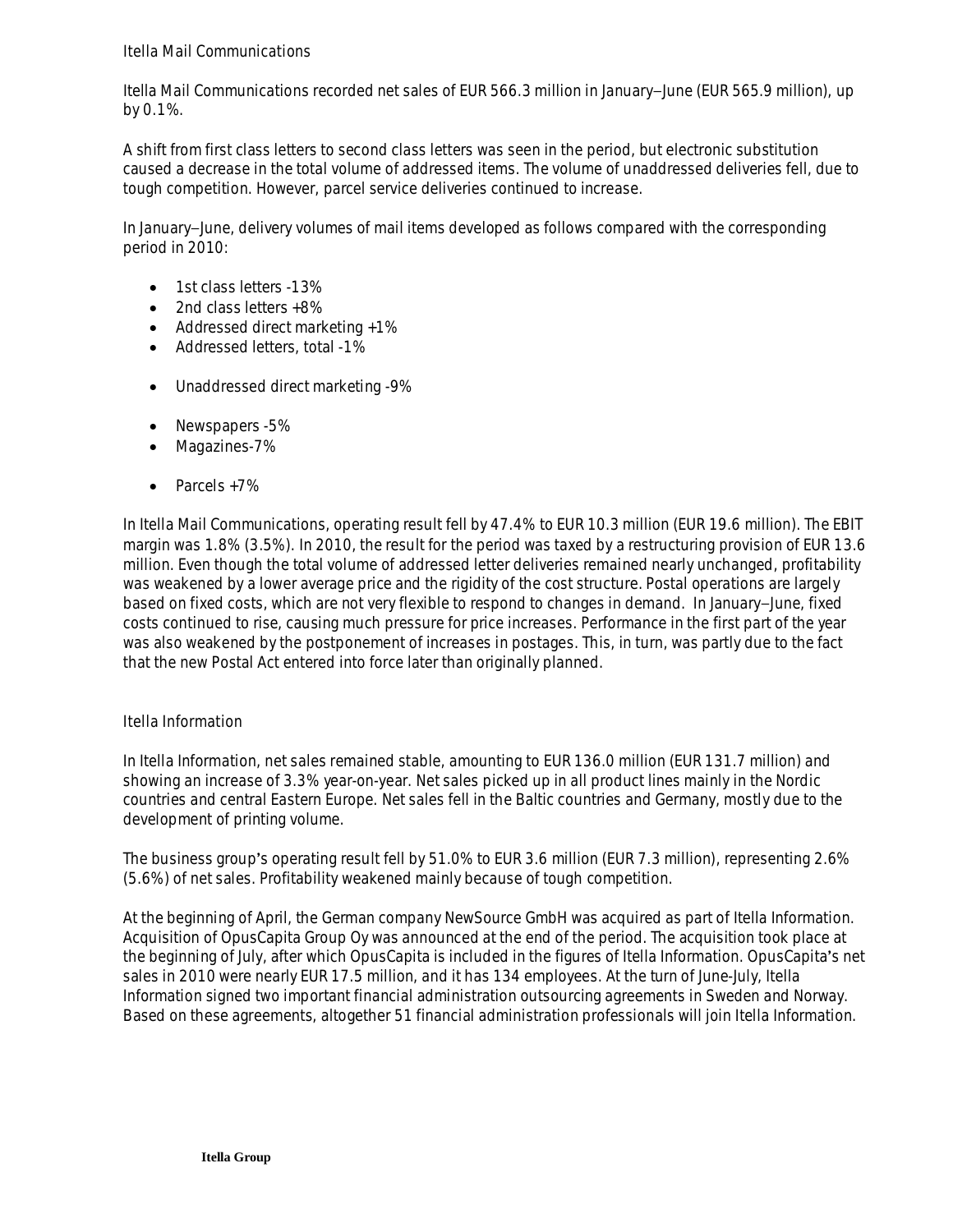### Itella Mail Communications

Itella Mail Communications recorded net sales of EUR 566.3 million in January–June (EUR 565.9 million), up by 0.1%.

A shift from first class letters to second class letters was seen in the period, but electronic substitution caused a decrease in the total volume of addressed items. The volume of unaddressed deliveries fell, due to tough competition. However, parcel service deliveries continued to increase.

In January–June, delivery volumes of mail items developed as follows compared with the corresponding period in 2010:

- 1st class letters -13%
- 2nd class letters +8%
- Addressed direct marketing +1%
- Addressed letters, total -1%

- Unaddressed direct marketing -9%

- Newspapers -5%
- Magazines-7%

- Parcels +7%

In Itella Mail Communications, operating result fell by 47.4% to EUR 10.3 million (EUR 19.6 million). The EBIT margin was 1.8% (3.5%). In 2010, the result for the period was taxed by a restructuring provision of EUR 13.6 million. Even though the total volume of addressed letter deliveries remained nearly unchanged, profitability was weakened by a lower average price and the rigidity of the cost structure. Postal operations are largely based on fixed costs, which are not very flexible to respond to changes in demand. In January–June, fixed costs continued to rise, causing much pressure for price increases. Performance in the first part of the year was also weakened by the postponement of increases in postages. This, in turn, was partly due to the fact that the new Postal Act entered into force later than originally planned.

### Itella Information

In Itella Information, net sales remained stable, amounting to EUR 136.0 million (EUR 131.7 million) and showing an increase of 3.3% year-on-year. Net sales picked up in all product lines mainly in the Nordic countries and central Eastern Europe. Net sales fell in the Baltic countries and Germany, mostly due to the development of printing volume.

The business group's operating result fell by 51.0% to EUR 3.6 million (EUR 7.3 million), representing 2.6% (5.6%) of net sales. Profitability weakened mainly because of tough competition.

At the beginning of April, the German company NewSource GmbH was acquired as part of Itella Information. Acquisition of OpusCapita Group Oy was announced at the end of the period. The acquisition took place at the beginning of July, after which OpusCapita is included in the figures of Itella Information. OpusCapita's net sales in 2010 were nearly EUR 17.5 million, and it has 134 employees. At the turn of June-July, Itella Information signed two important financial administration outsourcing agreements in Sweden and Norway. Based on these agreements, altogether 51 financial administration professionals will join Itella Information.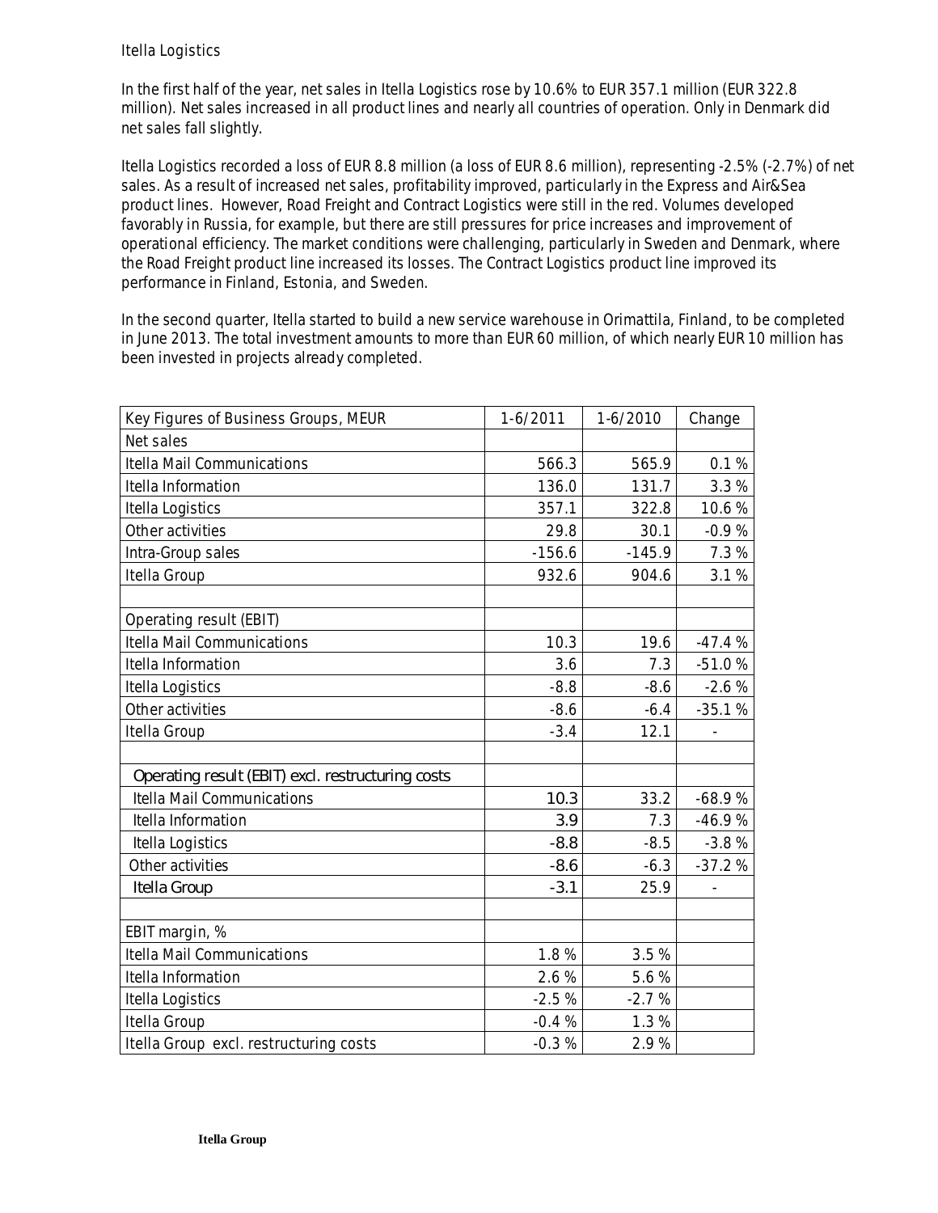### Itella Logistics

In the first half of the year, net sales in Itella Logistics rose by 10.6% to EUR 357.1 million (EUR 322.8 million). Net sales increased in all product lines and nearly all countries of operation. Only in Denmark did net sales fall slightly.

Itella Logistics recorded a loss of EUR 8.8 million (a loss of EUR 8.6 million), representing -2.5% (-2.7%) of net sales. As a result of increased net sales, profitability improved, particularly in the Express and Air&Sea product lines. However, Road Freight and Contract Logistics were still in the red. Volumes developed favorably in Russia, for example, but there are still pressures for price increases and improvement of operational efficiency. The market conditions were challenging, particularly in Sweden and Denmark, where the Road Freight product line increased its losses. The Contract Logistics product line improved its performance in Finland, Estonia, and Sweden.

In the second quarter, Itella started to build a new service warehouse in Orimattila, Finland, to be completed in June 2013. The total investment amounts to more than EUR 60 million, of which nearly EUR 10 million has been invested in projects already completed.

| Key Figures of Business Groups, MEUR | 1-6/2011 | 1-6/2010 | Change |
|---|---|---|---|
| Net sales | | | |
| Itella Mail Communications | 566.3 | 565.9 | 0.1 % |
| Itella Information | 136.0 | 131.7 | 3.3 % |
| Itella Logistics | 357.1 | 322.8 | 10.6 % |
| Other activities | 29.8 | 30.1 | -0.9 % |
| Intra-Group sales | -156.6 | -145.9 | 7.3 % |
| Itella Group | 932.6 | 904.6 | 3.1 % |
| | | | |
| Operating result (EBIT) | | | |
| Itella Mail Communications | 10.3 | 19.6 | -47.4 % |
| Itella Information | 3.6 | 7.3 | -51.0 % |
| Itella Logistics | -8.8 | -8.6 | -2.6 % |
| Other activities | -8.6 | -6.4 | -35.1 % |
| Itella Group | -3.4 | 12.1 | - |
| | | | |
| Operating result (EBIT) excl. restructuring costs | | | |
| Itella Mail Communications | 10.3 | 33.2 | -68.9 % |
| Itella Information | 3.9 | 7.3 | -46.9 % |
| Itella Logistics | -8.8 | -8.5 | -3.8 % |
| Other activities | -8.6 | -6.3 | -37.2 % |
| Itella Group | -3.1 | 25.9 | - |
| | | | |
| EBIT margin, % | | | |
| Itella Mail Communications | 1.8 % | 3.5 % | |
| Itella Information | 2.6 % | 5.6 % | |
| Itella Logistics | -2.5 % | -2.7 % | |
| Itella Group | -0.4 % | 1.3 % | |
| Itella Group excl. restructuring costs | -0.3 % | 2.9 % | |

**Itella Group**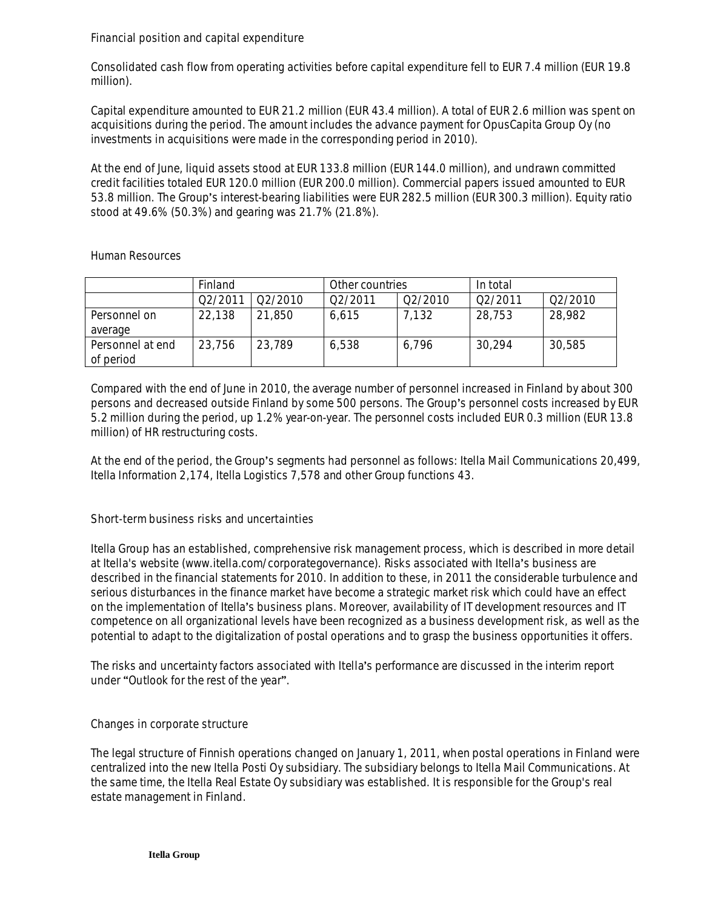## Financial position and capital expenditure

Consolidated cash flow from operating activities before capital expenditure fell to EUR 7.4 million (EUR 19.8 million).

Capital expenditure amounted to EUR 21.2 million (EUR 43.4 million). A total of EUR 2.6 million was spent on acquisitions during the period. The amount includes the advance payment for OpusCapita Group Oy (no investments in acquisitions were made in the corresponding period in 2010).

At the end of June, liquid assets stood at EUR 133.8 million (EUR 144.0 million), and undrawn committed credit facilities totaled EUR 120.0 million (EUR 200.0 million). Commercial papers issued amounted to EUR 53.8 million. The Group's interest-bearing liabilities were EUR 282.5 million (EUR 300.3 million). Equity ratio stood at 49.6% (50.3%) and gearing was 21.7% (21.8%).

## Human Resources

| | Finland | | Other countries | | In total | |
|---|---|---|---|---|---|---|
| | Q2/2011 | Q2/2010 | Q2/2011 | Q2/2010 | Q2/2011 | Q2/2010 |
| Personnel on average | 22,138 | 21,850 | 6,615 | 7,132 | 28,753 | 28,982 |
| Personnel at end of period | 23,756 | 23,789 | 6,538 | 6,796 | 30,294 | 30,585 |

Compared with the end of June in 2010, the average number of personnel increased in Finland by about 300 persons and decreased outside Finland by some 500 persons. The Group's personnel costs increased by EUR 5.2 million during the period, up 1.2% year-on-year. The personnel costs included EUR 0.3 million (EUR 13.8 million) of HR restructuring costs.

At the end of the period, the Group's segments had personnel as follows: Itella Mail Communications 20,499, Itella Information 2,174, Itella Logistics 7,578 and other Group functions 43.

## Short-term business risks and uncertainties

Itella Group has an established, comprehensive risk management process, which is described in more detail at Itella's website (www.itella.com/corporategovernance). Risks associated with Itella's business are described in the financial statements for 2010. In addition to these, in 2011 the considerable turbulence and serious disturbances in the finance market have become a strategic market risk which could have an effect on the implementation of Itella's business plans. Moreover, availability of IT development resources and IT competence on all organizational levels have been recognized as a business development risk, as well as the potential to adapt to the digitalization of postal operations and to grasp the business opportunities it offers.

The risks and uncertainty factors associated with Itella's performance are discussed in the interim report under "Outlook for the rest of the year".

## Changes in corporate structure

The legal structure of Finnish operations changed on January 1, 2011, when postal operations in Finland were centralized into the new Itella Posti Oy subsidiary. The subsidiary belongs to Itella Mail Communications. At the same time, the Itella Real Estate Oy subsidiary was established. It is responsible for the Group's real estate management in Finland.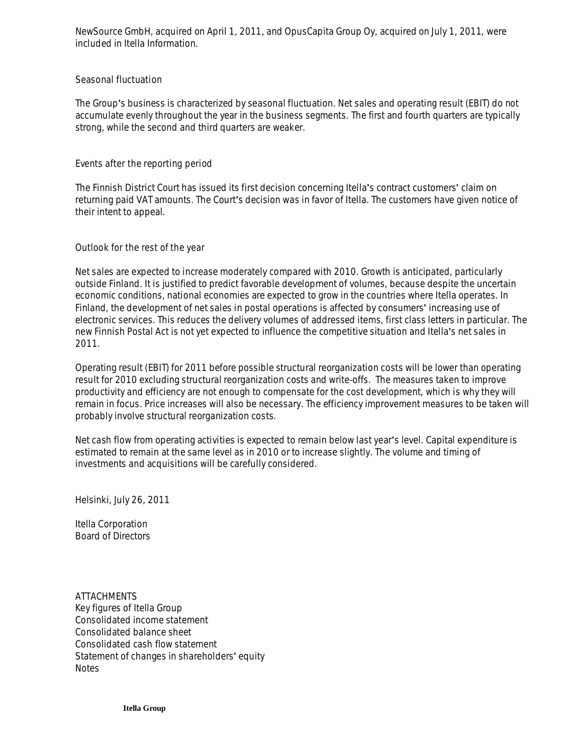NewSource GmbH, acquired on April 1, 2011, and OpusCapita Group Oy, acquired on July 1, 2011, were included in Itella Information.

## Seasonal fluctuation

The Group's business is characterized by seasonal fluctuation. Net sales and operating result (EBIT) do not accumulate evenly throughout the year in the business segments. The first and fourth quarters are typically strong, while the second and third quarters are weaker.

## Events after the reporting period

The Finnish District Court has issued its first decision concerning Itella's contract customers' claim on returning paid VAT amounts. The Court's decision was in favor of Itella. The customers have given notice of their intent to appeal.

## Outlook for the rest of the year

Net sales are expected to increase moderately compared with 2010. Growth is anticipated, particularly outside Finland. It is justified to predict favorable development of volumes, because despite the uncertain economic conditions, national economies are expected to grow in the countries where Itella operates. In Finland, the development of net sales in postal operations is affected by consumers' increasing use of electronic services. This reduces the delivery volumes of addressed items, first class letters in particular. The new Finnish Postal Act is not yet expected to influence the competitive situation and Itella's net sales in 2011.

Operating result (EBIT) for 2011 before possible structural reorganization costs will be lower than operating result for 2010 excluding structural reorganization costs and write-offs. The measures taken to improve productivity and efficiency are not enough to compensate for the cost development, which is why they will remain in focus. Price increases will also be necessary. The efficiency improvement measures to be taken will probably involve structural reorganization costs.

Net cash flow from operating activities is expected to remain below last year's level. Capital expenditure is estimated to remain at the same level as in 2010 or to increase slightly. The volume and timing of investments and acquisitions will be carefully considered.

Helsinki, July 26, 2011

Itella Corporation
Board of Directors

ATTACHMENTS
Key figures of Itella Group
Consolidated income statement
Consolidated balance sheet
Consolidated cash flow statement
Statement of changes in shareholders' equity
Notes

**Itella Group**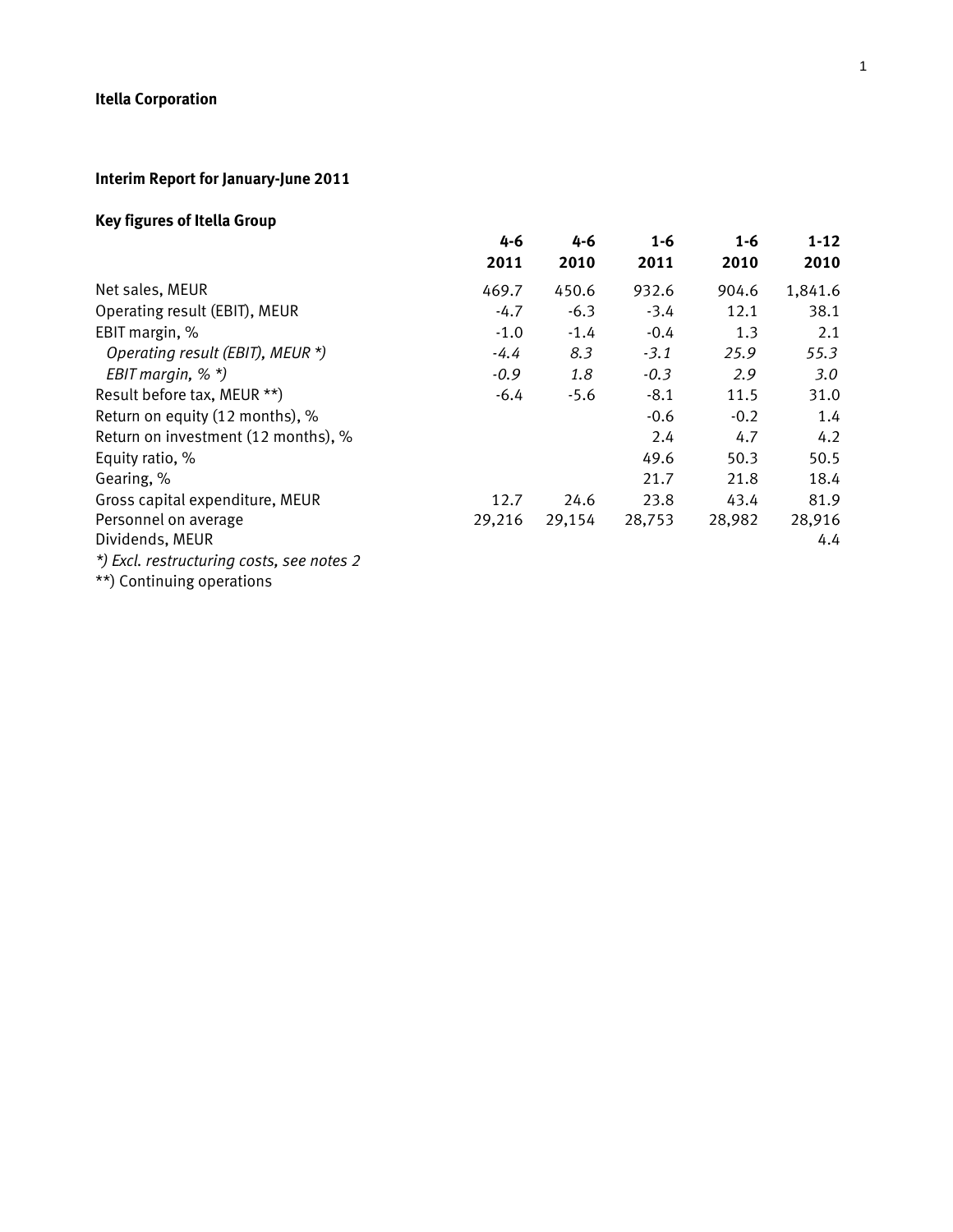**Itella Corporation**

**Interim Report for January-June 2011**

**Key figures of Itella Group**

| | 4-6 2011 | 4-6 2010 | 1-6 2011 | 1-6 2010 | 1-12 2010 |
|---|---|---|---|---|---|
| Net sales, MEUR | 469.7 | 450.6 | 932.6 | 904.6 | 1,841.6 |
| Operating result (EBIT), MEUR | -4.7 | -6.3 | -3.4 | 12.1 | 38.1 |
| EBIT margin, % | -1.0 | -1.4 | -0.4 | 1.3 | 2.1 |
| *Operating result (EBIT), MEUR *)* | *-4.4* | *8.3* | *-3.1* | *25.9* | *55.3* |
| *EBIT margin, % *)* | *-0.9* | *1.8* | *-0.3* | *2.9* | *3.0* |
| Result before tax, MEUR **) | -6.4 | -5.6 | -8.1 | 11.5 | 31.0 |
| Return on equity (12 months), % | | | -0.6 | -0.2 | 1.4 |
| Return on investment (12 months), % | | | 2.4 | 4.7 | 4.2 |
| Equity ratio, % | | | 49.6 | 50.3 | 50.5 |
| Gearing, % | | | 21.7 | 21.8 | 18.4 |
| Gross capital expenditure, MEUR | 12.7 | 24.6 | 23.8 | 43.4 | 81.9 |
| Personnel on average | 29,216 | 29,154 | 28,753 | 28,982 | 28,916 |
| Dividends, MEUR | | | | | 4.4 |

*\*) Excl. restructuring costs, see notes 2*

**) Continuing operations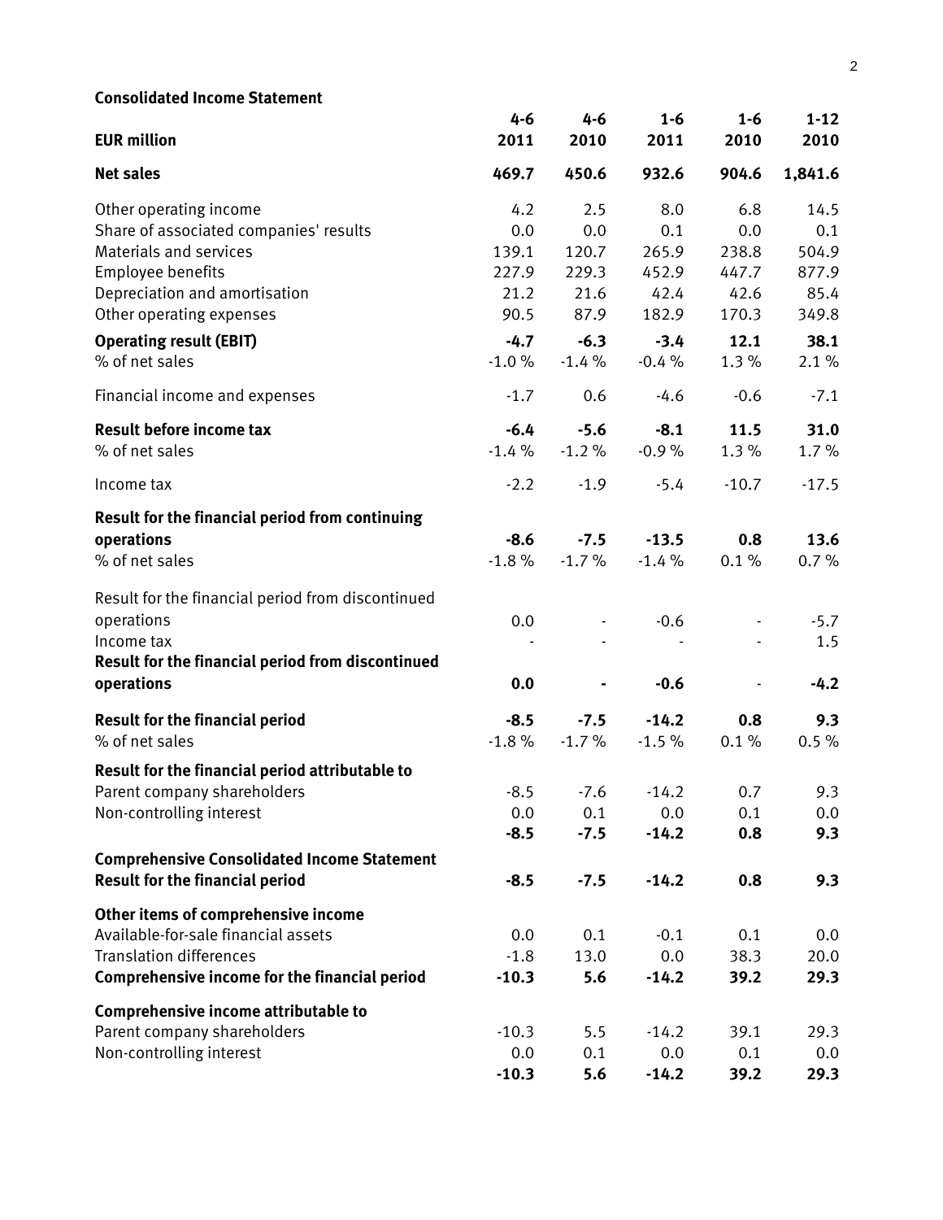**Consolidated Income Statement**

| EUR million | 4-6 2011 | 4-6 2010 | 1-6 2011 | 1-6 2010 | 1-12 2010 |
|---|---|---|---|---|---|
| **Net sales** | **469.7** | **450.6** | **932.6** | **904.6** | **1,841.6** |
| Other operating income | 4.2 | 2.5 | 8.0 | 6.8 | 14.5 |
| Share of associated companies' results | 0.0 | 0.0 | 0.1 | 0.0 | 0.1 |
| Materials and services | 139.1 | 120.7 | 265.9 | 238.8 | 504.9 |
| Employee benefits | 227.9 | 229.3 | 452.9 | 447.7 | 877.9 |
| Depreciation and amortisation | 21.2 | 21.6 | 42.4 | 42.6 | 85.4 |
| Other operating expenses | 90.5 | 87.9 | 182.9 | 170.3 | 349.8 |
| **Operating result (EBIT)** | **-4.7** | **-6.3** | **-3.4** | **12.1** | **38.1** |
| % of net sales | -1.0 % | -1.4 % | -0.4 % | 1.3 % | 2.1 % |
| Financial income and expenses | -1.7 | 0.6 | -4.6 | -0.6 | -7.1 |
| **Result before income tax** | **-6.4** | **-5.6** | **-8.1** | **11.5** | **31.0** |
| % of net sales | -1.4 % | -1.2 % | -0.9 % | 1.3 % | 1.7 % |
| Income tax | -2.2 | -1.9 | -5.4 | -10.7 | -17.5 |
| **Result for the financial period from continuing operations** | **-8.6** | **-7.5** | **-13.5** | **0.8** | **13.6** |
| % of net sales | -1.8 % | -1.7 % | -1.4 % | 0.1 % | 0.7 % |
| Result for the financial period from discontinued operations | 0.0 | - | -0.6 | - | -5.7 |
| Income tax | - | - | - | - | 1.5 |
| **Result for the financial period from discontinued operations** | **0.0** | **-** | **-0.6** | - | **-4.2** |
| **Result for the financial period** | **-8.5** | **-7.5** | **-14.2** | **0.8** | **9.3** |
| % of net sales | -1.8 % | -1.7 % | -1.5 % | 0.1 % | 0.5 % |
| **Result for the financial period attributable to** | | | | | |
| Parent company shareholders | -8.5 | -7.6 | -14.2 | 0.7 | 9.3 |
| Non-controlling interest | 0.0 | 0.1 | 0.0 | 0.1 | 0.0 |
| | **-8.5** | **-7.5** | **-14.2** | **0.8** | **9.3** |
| **Comprehensive Consolidated Income Statement** | | | | | |
| **Result for the financial period** | **-8.5** | **-7.5** | **-14.2** | **0.8** | **9.3** |
| **Other items of comprehensive income** | | | | | |
| Available-for-sale financial assets | 0.0 | 0.1 | -0.1 | 0.1 | 0.0 |
| Translation differences | -1.8 | 13.0 | 0.0 | 38.3 | 20.0 |
| **Comprehensive income for the financial period** | **-10.3** | **5.6** | **-14.2** | **39.2** | **29.3** |
| **Comprehensive income attributable to** | | | | | |
| Parent company shareholders | -10.3 | 5.5 | -14.2 | 39.1 | 29.3 |
| Non-controlling interest | 0.0 | 0.1 | 0.0 | 0.1 | 0.0 |
| | **-10.3** | **5.6** | **-14.2** | **39.2** | **29.3** |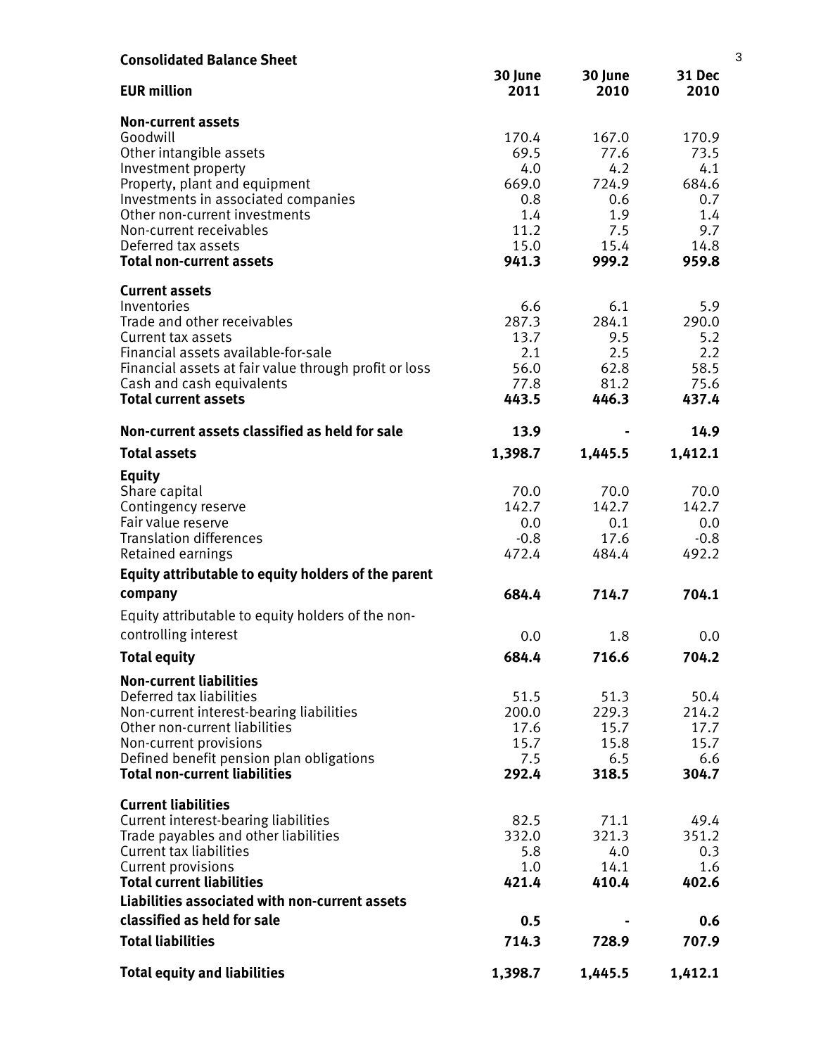## Consolidated Balance Sheet

| EUR million | 30 June 2011 | 30 June 2010 | 31 Dec 2010 |
|---|---|---|---|
| **Non-current assets** | | | |
| Goodwill | 170.4 | 167.0 | 170.9 |
| Other intangible assets | 69.5 | 77.6 | 73.5 |
| Investment property | 4.0 | 4.2 | 4.1 |
| Property, plant and equipment | 669.0 | 724.9 | 684.6 |
| Investments in associated companies | 0.8 | 0.6 | 0.7 |
| Other non-current investments | 1.4 | 1.9 | 1.4 |
| Non-current receivables | 11.2 | 7.5 | 9.7 |
| Deferred tax assets | 15.0 | 15.4 | 14.8 |
| **Total non-current assets** | **941.3** | **999.2** | **959.8** |
| **Current assets** | | | |
| Inventories | 6.6 | 6.1 | 5.9 |
| Trade and other receivables | 287.3 | 284.1 | 290.0 |
| Current tax assets | 13.7 | 9.5 | 5.2 |
| Financial assets available-for-sale | 2.1 | 2.5 | 2.2 |
| Financial assets at fair value through profit or loss | 56.0 | 62.8 | 58.5 |
| Cash and cash equivalents | 77.8 | 81.2 | 75.6 |
| **Total current assets** | **443.5** | **446.3** | **437.4** |
| **Non-current assets classified as held for sale** | **13.9** | **-** | **14.9** |
| **Total assets** | **1,398.7** | **1,445.5** | **1,412.1** |
| **Equity** | | | |
| Share capital | 70.0 | 70.0 | 70.0 |
| Contingency reserve | 142.7 | 142.7 | 142.7 |
| Fair value reserve | 0.0 | 0.1 | 0.0 |
| Translation differences | -0.8 | 17.6 | -0.8 |
| Retained earnings | 472.4 | 484.4 | 492.2 |
| **Equity attributable to equity holders of the parent company** | **684.4** | **714.7** | **704.1** |
| Equity attributable to equity holders of the non-controlling interest | 0.0 | 1.8 | 0.0 |
| **Total equity** | **684.4** | **716.6** | **704.2** |
| **Non-current liabilities** | | | |
| Deferred tax liabilities | 51.5 | 51.3 | 50.4 |
| Non-current interest-bearing liabilities | 200.0 | 229.3 | 214.2 |
| Other non-current liabilities | 17.6 | 15.7 | 17.7 |
| Non-current provisions | 15.7 | 15.8 | 15.7 |
| Defined benefit pension plan obligations | 7.5 | 6.5 | 6.6 |
| **Total non-current liabilities** | **292.4** | **318.5** | **304.7** |
| **Current liabilities** | | | |
| Current interest-bearing liabilities | 82.5 | 71.1 | 49.4 |
| Trade payables and other liabilities | 332.0 | 321.3 | 351.2 |
| Current tax liabilities | 5.8 | 4.0 | 0.3 |
| Current provisions | 1.0 | 14.1 | 1.6 |
| **Total current liabilities** | **421.4** | **410.4** | **402.6** |
| **Liabilities associated with non-current assets classified as held for sale** | **0.5** | **-** | **0.6** |
| **Total liabilities** | **714.3** | **728.9** | **707.9** |
| **Total equity and liabilities** | **1,398.7** | **1,445.5** | **1,412.1** |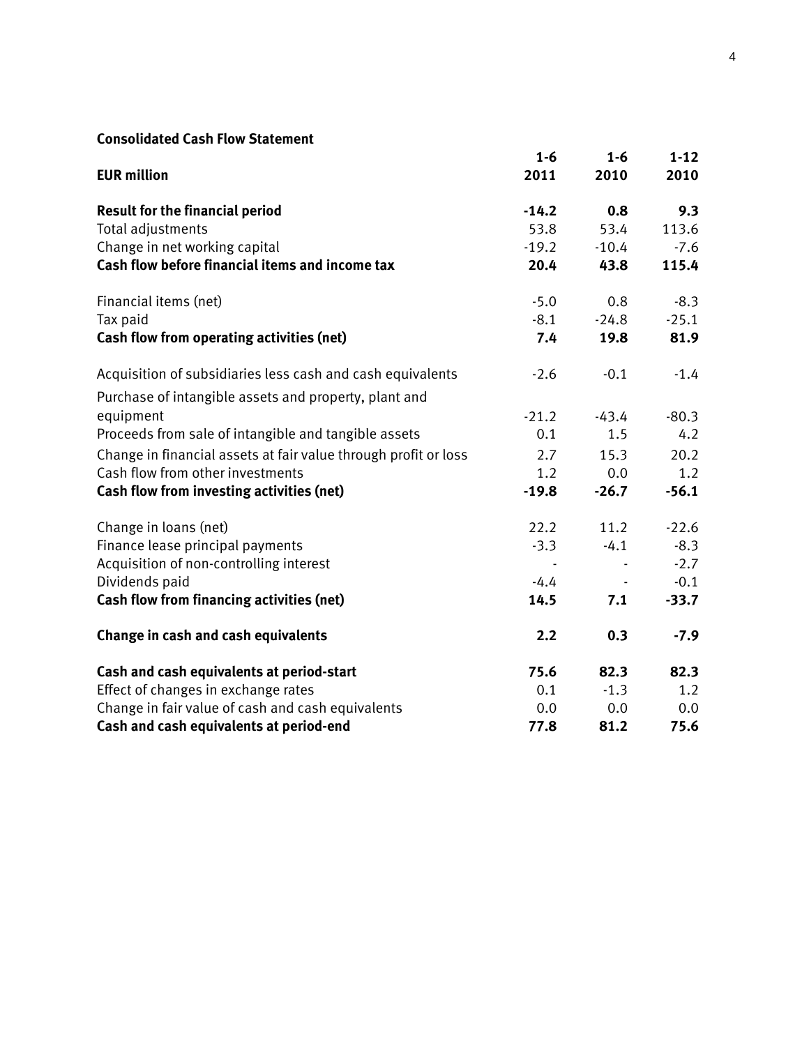**Consolidated Cash Flow Statement**

| EUR million | 1-6 2011 | 1-6 2010 | 1-12 2010 |
|---|---|---|---|
| **Result for the financial period** | **-14.2** | **0.8** | **9.3** |
| Total adjustments | 53.8 | 53.4 | 113.6 |
| Change in net working capital | -19.2 | -10.4 | -7.6 |
| **Cash flow before financial items and income tax** | **20.4** | **43.8** | **115.4** |
| | | | |
| Financial items (net) | -5.0 | 0.8 | -8.3 |
| Tax paid | -8.1 | -24.8 | -25.1 |
| **Cash flow from operating activities (net)** | **7.4** | **19.8** | **81.9** |
| | | | |
| Acquisition of subsidiaries less cash and cash equivalents | -2.6 | -0.1 | -1.4 |
| Purchase of intangible assets and property, plant and equipment | -21.2 | -43.4 | -80.3 |
| Proceeds from sale of intangible and tangible assets | 0.1 | 1.5 | 4.2 |
| Change in financial assets at fair value through profit or loss | 2.7 | 15.3 | 20.2 |
| Cash flow from other investments | 1.2 | 0.0 | 1.2 |
| **Cash flow from investing activities (net)** | **-19.8** | **-26.7** | **-56.1** |
| | | | |
| Change in loans (net) | 22.2 | 11.2 | -22.6 |
| Finance lease principal payments | -3.3 | -4.1 | -8.3 |
| Acquisition of non-controlling interest | - | - | -2.7 |
| Dividends paid | -4.4 | - | -0.1 |
| **Cash flow from financing activities (net)** | **14.5** | **7.1** | **-33.7** |
| | | | |
| **Change in cash and cash equivalents** | **2.2** | **0.3** | **-7.9** |
| | | | |
| **Cash and cash equivalents at period-start** | **75.6** | **82.3** | **82.3** |
| Effect of changes in exchange rates | 0.1 | -1.3 | 1.2 |
| Change in fair value of cash and cash equivalents | 0.0 | 0.0 | 0.0 |
| **Cash and cash equivalents at period-end** | **77.8** | **81.2** | **75.6** |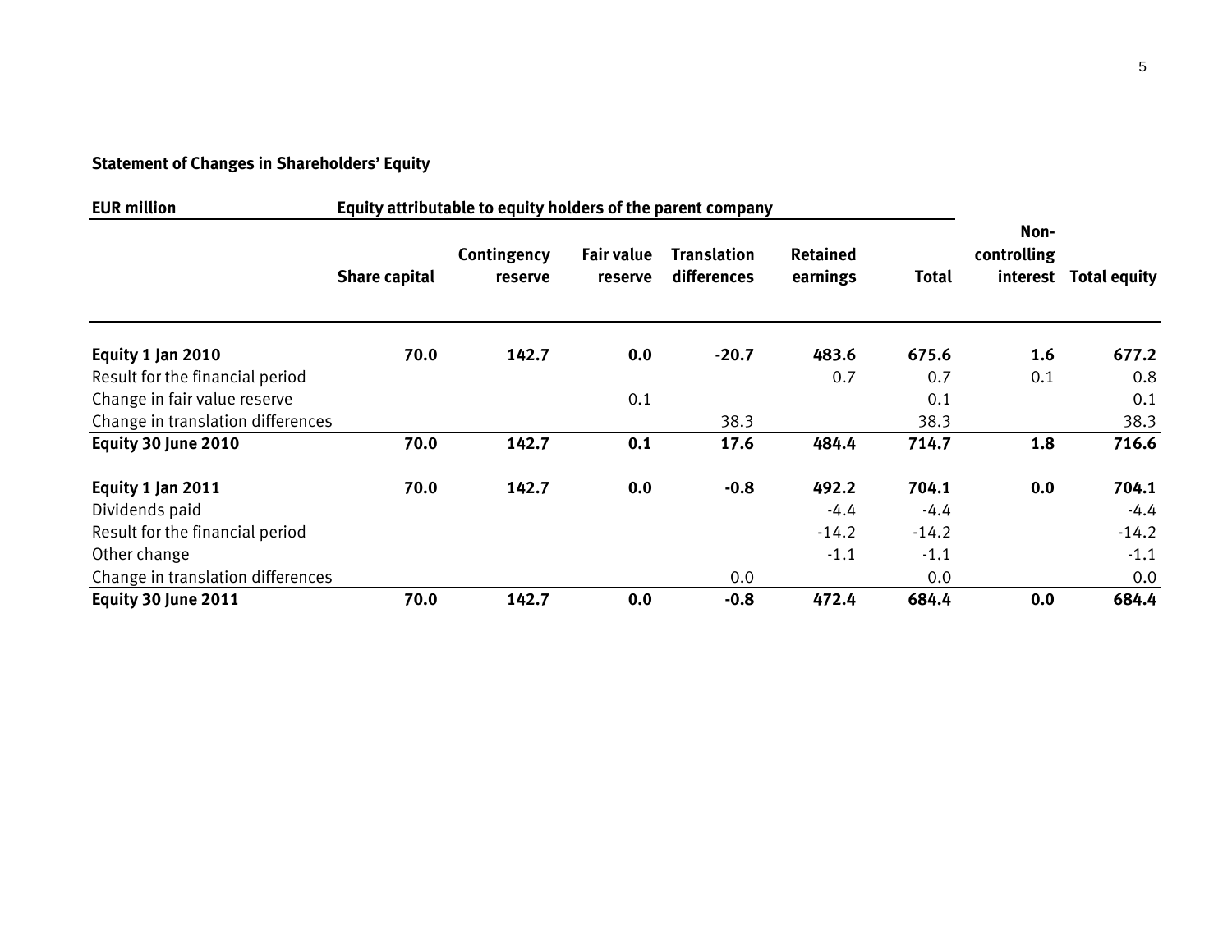**Statement of Changes in Shareholders' Equity**

| EUR million | Equity attributable to equity holders of the parent company | | | | | | | |
|---|---|---|---|---|---|---|---|---|
| | Share capital | Contingency reserve | Fair value reserve | Translation differences | Retained earnings | Total | Non-controlling interest | Total equity |
| **Equity 1 Jan 2010** | **70.0** | **142.7** | **0.0** | **-20.7** | **483.6** | **675.6** | **1.6** | **677.2** |
| Result for the financial period | | | | | 0.7 | 0.7 | 0.1 | 0.8 |
| Change in fair value reserve | | | 0.1 | | | 0.1 | | 0.1 |
| Change in translation differences | | | | 38.3 | | 38.3 | | 38.3 |
| **Equity 30 June 2010** | **70.0** | **142.7** | **0.1** | **17.6** | **484.4** | **714.7** | **1.8** | **716.6** |
| | | | | | | | | |
| **Equity 1 Jan 2011** | **70.0** | **142.7** | **0.0** | **-0.8** | **492.2** | **704.1** | **0.0** | **704.1** |
| Dividends paid | | | | | -4.4 | -4.4 | | -4.4 |
| Result for the financial period | | | | | -14.2 | -14.2 | | -14.2 |
| Other change | | | | | -1.1 | -1.1 | | -1.1 |
| Change in translation differences | | | | 0.0 | | 0.0 | | 0.0 |
| **Equity 30 June 2011** | **70.0** | **142.7** | **0.0** | **-0.8** | **472.4** | **684.4** | **0.0** | **684.4** |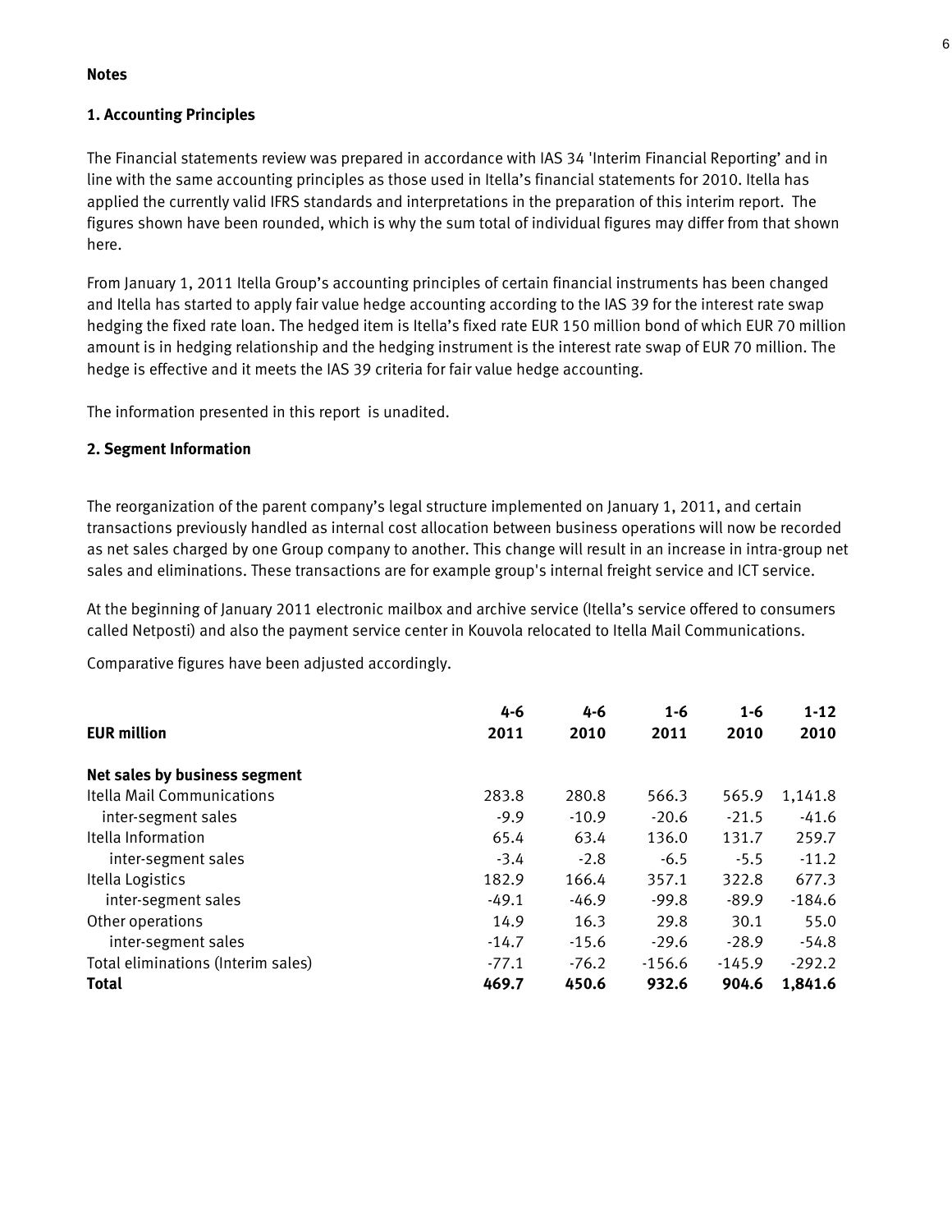## Notes

### 1. Accounting Principles

The Financial statements review was prepared in accordance with IAS 34 'Interim Financial Reporting' and in line with the same accounting principles as those used in Itella's financial statements for 2010. Itella has applied the currently valid IFRS standards and interpretations in the preparation of this interim report. The figures shown have been rounded, which is why the sum total of individual figures may differ from that shown here.

From January 1, 2011 Itella Group's accounting principles of certain financial instruments has been changed and Itella has started to apply fair value hedge accounting according to the IAS 39 for the interest rate swap hedging the fixed rate loan. The hedged item is Itella's fixed rate EUR 150 million bond of which EUR 70 million amount is in hedging relationship and the hedging instrument is the interest rate swap of EUR 70 million. The hedge is effective and it meets the IAS 39 criteria for fair value hedge accounting.

The information presented in this report is unadited.

### 2. Segment Information

The reorganization of the parent company's legal structure implemented on January 1, 2011, and certain transactions previously handled as internal cost allocation between business operations will now be recorded as net sales charged by one Group company to another. This change will result in an increase in intra-group net sales and eliminations. These transactions are for example group's internal freight service and ICT service.

At the beginning of January 2011 electronic mailbox and archive service (Itella's service offered to consumers called Netposti) and also the payment service center in Kouvola relocated to Itella Mail Communications.

Comparative figures have been adjusted accordingly.

| EUR million | 4-6 2011 | 4-6 2010 | 1-6 2011 | 1-6 2010 | 1-12 2010 |
|---|---|---|---|---|---|
| **Net sales by business segment** | | | | | |
| Itella Mail Communications | 283.8 | 280.8 | 566.3 | 565.9 | 1,141.8 |
| inter-segment sales | -9.9 | -10.9 | -20.6 | -21.5 | -41.6 |
| Itella Information | 65.4 | 63.4 | 136.0 | 131.7 | 259.7 |
| inter-segment sales | -3.4 | -2.8 | -6.5 | -5.5 | -11.2 |
| Itella Logistics | 182.9 | 166.4 | 357.1 | 322.8 | 677.3 |
| inter-segment sales | -49.1 | -46.9 | -99.8 | -89.9 | -184.6 |
| Other operations | 14.9 | 16.3 | 29.8 | 30.1 | 55.0 |
| inter-segment sales | -14.7 | -15.6 | -29.6 | -28.9 | -54.8 |
| Total eliminations (Interim sales) | -77.1 | -76.2 | -156.6 | -145.9 | -292.2 |
| **Total** | **469.7** | **450.6** | **932.6** | **904.6** | **1,841.6** |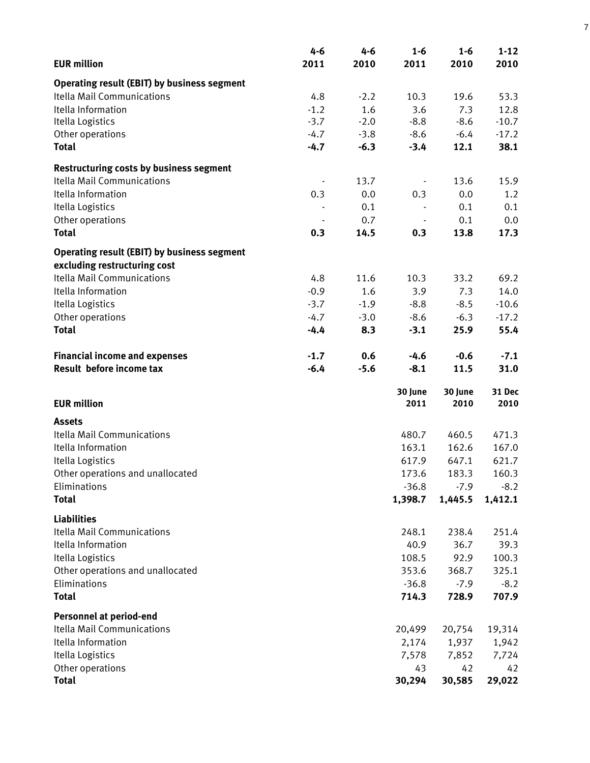| EUR million | 4-6 2011 | 4-6 2010 | 1-6 2011 | 1-6 2010 | 1-12 2010 |
|---|---|---|---|---|---|
| **Operating result (EBIT) by business segment** | | | | | |
| Itella Mail Communications | 4.8 | -2.2 | 10.3 | 19.6 | 53.3 |
| Itella Information | -1.2 | 1.6 | 3.6 | 7.3 | 12.8 |
| Itella Logistics | -3.7 | -2.0 | -8.8 | -8.6 | -10.7 |
| Other operations | -4.7 | -3.8 | -8.6 | -6.4 | -17.2 |
| **Total** | **-4.7** | **-6.3** | **-3.4** | **12.1** | **38.1** |
| **Restructuring costs by business segment** | | | | | |
| Itella Mail Communications | - | 13.7 | - | 13.6 | 15.9 |
| Itella Information | 0.3 | 0.0 | 0.3 | 0.0 | 1.2 |
| Itella Logistics | - | 0.1 | - | 0.1 | 0.1 |
| Other operations | - | 0.7 | - | 0.1 | 0.0 |
| **Total** | **0.3** | **14.5** | **0.3** | **13.8** | **17.3** |
| **Operating result (EBIT) by business segment excluding restructuring cost** | | | | | |
| Itella Mail Communications | 4.8 | 11.6 | 10.3 | 33.2 | 69.2 |
| Itella Information | -0.9 | 1.6 | 3.9 | 7.3 | 14.0 |
| Itella Logistics | -3.7 | -1.9 | -8.8 | -8.5 | -10.6 |
| Other operations | -4.7 | -3.0 | -8.6 | -6.3 | -17.2 |
| **Total** | **-4.4** | **8.3** | **-3.1** | **25.9** | **55.4** |
| **Financial income and expenses** | **-1.7** | **0.6** | **-4.6** | **-0.6** | **-7.1** |
| **Result before income tax** | **-6.4** | **-5.6** | **-8.1** | **11.5** | **31.0** |

| EUR million | 30 June 2011 | 30 June 2010 | 31 Dec 2010 |
|---|---|---|---|
| **Assets** | | | |
| Itella Mail Communications | 480.7 | 460.5 | 471.3 |
| Itella Information | 163.1 | 162.6 | 167.0 |
| Itella Logistics | 617.9 | 647.1 | 621.7 |
| Other operations and unallocated | 173.6 | 183.3 | 160.3 |
| Eliminations | -36.8 | -7.9 | -8.2 |
| **Total** | **1,398.7** | **1,445.5** | **1,412.1** |
| **Liabilities** | | | |
| Itella Mail Communications | 248.1 | 238.4 | 251.4 |
| Itella Information | 40.9 | 36.7 | 39.3 |
| Itella Logistics | 108.5 | 92.9 | 100.3 |
| Other operations and unallocated | 353.6 | 368.7 | 325.1 |
| Eliminations | -36.8 | -7.9 | -8.2 |
| **Total** | **714.3** | **728.9** | **707.9** |
| **Personnel at period-end** | | | |
| Itella Mail Communications | 20,499 | 20,754 | 19,314 |
| Itella Information | 2,174 | 1,937 | 1,942 |
| Itella Logistics | 7,578 | 7,852 | 7,724 |
| Other operations | 43 | 42 | 42 |
| **Total** | **30,294** | **30,585** | **29,022** |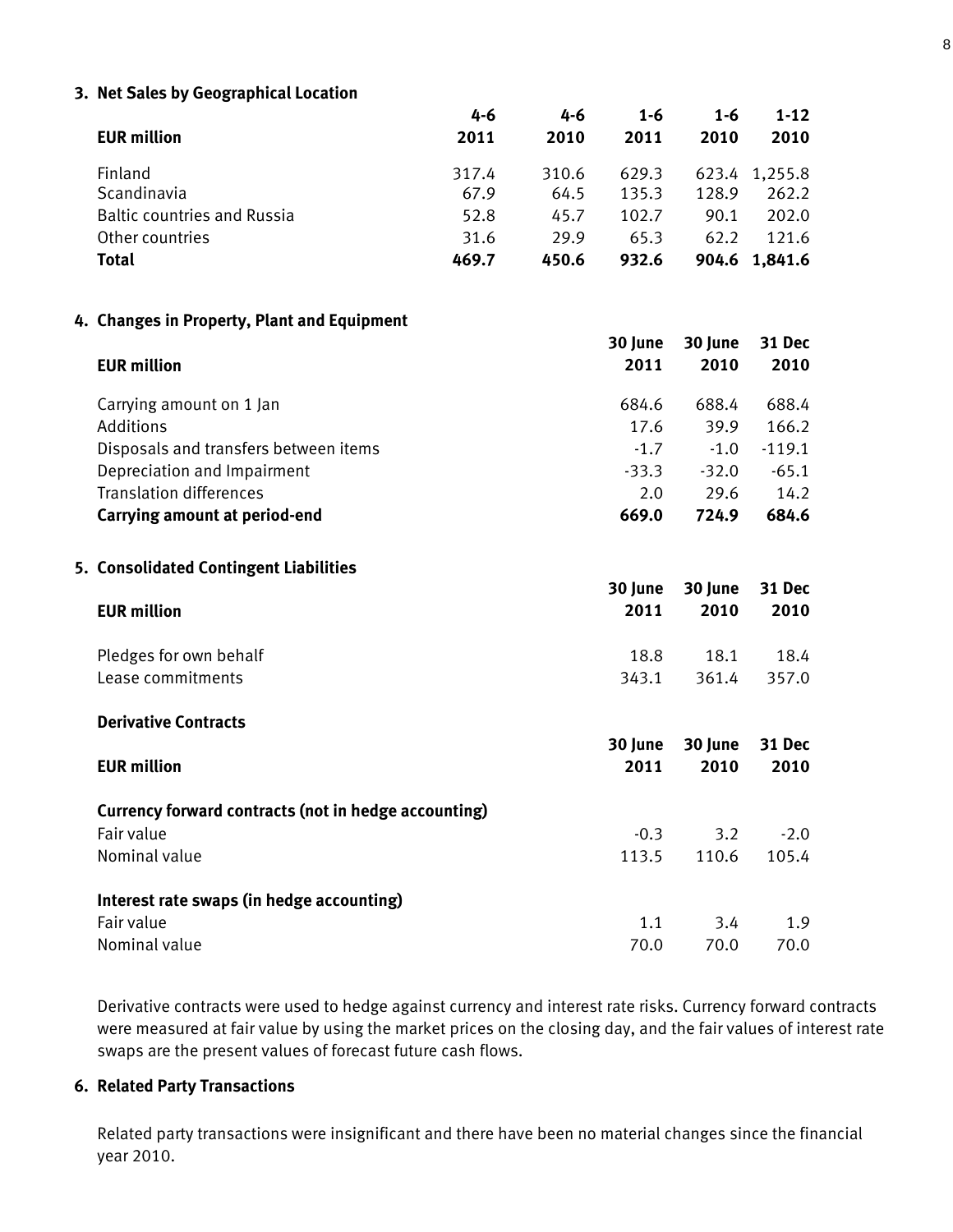### 3. Net Sales by Geographical Location

| EUR million | 4-6 2011 | 4-6 2010 | 1-6 2011 | 1-6 2010 | 1-12 2010 |
|---|---|---|---|---|---|
| Finland | 317.4 | 310.6 | 629.3 | 623.4 | 1,255.8 |
| Scandinavia | 67.9 | 64.5 | 135.3 | 128.9 | 262.2 |
| Baltic countries and Russia | 52.8 | 45.7 | 102.7 | 90.1 | 202.0 |
| Other countries | 31.6 | 29.9 | 65.3 | 62.2 | 121.6 |
| **Total** | **469.7** | **450.6** | **932.6** | **904.6** | **1,841.6** |

### 4. Changes in Property, Plant and Equipment

| EUR million | 30 June 2011 | 30 June 2010 | 31 Dec 2010 |
|---|---|---|---|
| Carrying amount on 1 Jan | 684.6 | 688.4 | 688.4 |
| Additions | 17.6 | 39.9 | 166.2 |
| Disposals and transfers between items | -1.7 | -1.0 | -119.1 |
| Depreciation and Impairment | -33.3 | -32.0 | -65.1 |
| Translation differences | 2.0 | 29.6 | 14.2 |
| **Carrying amount at period-end** | **669.0** | **724.9** | **684.6** |

### 5. Consolidated Contingent Liabilities

| EUR million | 30 June 2011 | 30 June 2010 | 31 Dec 2010 |
|---|---|---|---|
| Pledges for own behalf | 18.8 | 18.1 | 18.4 |
| Lease commitments | 343.1 | 361.4 | 357.0 |

**Derivative Contracts**

| EUR million | 30 June 2011 | 30 June 2010 | 31 Dec 2010 |
|---|---|---|---|
| **Currency forward contracts (not in hedge accounting)** | | | |
| Fair value | -0.3 | 3.2 | -2.0 |
| Nominal value | 113.5 | 110.6 | 105.4 |
| **Interest rate swaps (in hedge accounting)** | | | |
| Fair value | 1.1 | 3.4 | 1.9 |
| Nominal value | 70.0 | 70.0 | 70.0 |

Derivative contracts were used to hedge against currency and interest rate risks. Currency forward contracts were measured at fair value by using the market prices on the closing day, and the fair values of interest rate swaps are the present values of forecast future cash flows.

### 6. Related Party Transactions

Related party transactions were insignificant and there have been no material changes since the financial year 2010.